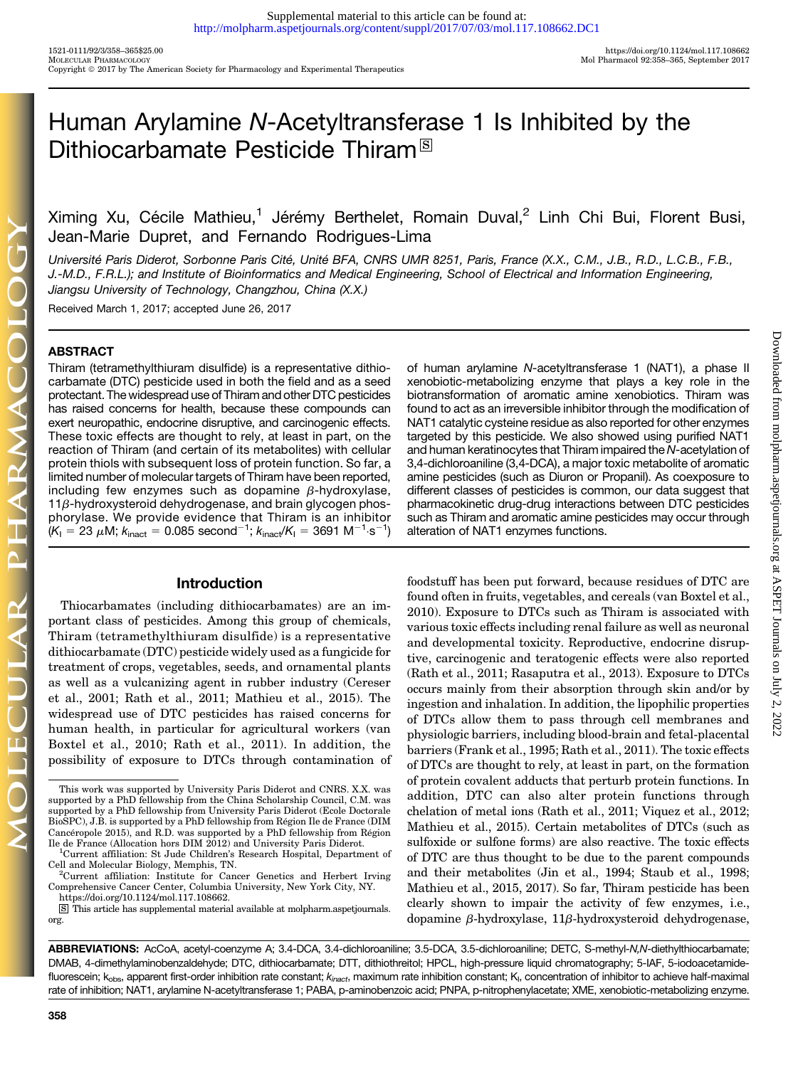# Human Arylamine N-Acetyltransferase 1 Is Inhibited by the Dithiocarbamate Pesticide Thiram

Ximing Xu, Cécile Mathieu,[1] Jérémy Berthelet, Romain Duval,[2] Linh Chi Bui, Florent Busi, Jean-Marie Dupret, and Fernando Rodrigues-Lima

*Université Paris Diderot, Sorbonne Paris Cité, Unité BFA, CNRS UMR 8251, Paris, France (X.X., C.M., J.B., R.D., L.C.B., F.B., J.-M.D., F.R.L.); and Institute of Bioinformatics and Medical Engineering, School of Electrical and Information Engineering, Jiangsu University of Technology, Changzhou, China (X.X.)*

Received March 1, 2017; accepted June 26, 2017

## ABSTRACT

Thiram (tetramethylthiuram disulfide) is a representative dithiocarbamate (DTC) pesticide used in both the field and as a seed protectant. The widespread use of Thiram and other DTC pesticides has raised concerns for health, because these compounds can exert neuropathic, endocrine disruptive, and carcinogenic effects. These toxic effects are thought to rely, at least in part, on the reaction of Thiram (and certain of its metabolites) with cellular protein thiols with subsequent loss of protein function. So far, a limited number of molecular targets of Thiram have been reported, including few enzymes such as dopamine $\beta$-hydroxylase, 11$\beta$-hydroxysteroid dehydrogenase, and brain glycogen phosphorylase. We provide evidence that Thiram is an inhibitor ($K_I$ = 23 $\mu$M; $k_{inact}$ = 0.085 second$^{-1}$; $k_{inact}/K_I$ = 3691 M$^{-1}$·s$^{-1}$) of human arylamine *N*-acetyltransferase 1 (NAT1), a phase II xenobiotic-metabolizing enzyme that plays a key role in the biotransformation of aromatic amine xenobiotics. Thiram was found to act as an irreversible inhibitor through the modification of NAT1 catalytic cysteine residue as also reported for other enzymes targeted by this pesticide. We also showed using purified NAT1 and human keratinocytes that Thiram impaired the *N*-acetylation of 3,4-dichloroaniline (3,4-DCA), a major toxic metabolite of aromatic amine pesticides (such as Diuron or Propanil). As coexposure to different classes of pesticides is common, our data suggest that pharmacokinetic drug-drug interactions between DTC pesticides such as Thiram and aromatic amine pesticides may occur through alteration of NAT1 enzymes functions.

## Introduction

Thiocarbamates (including dithiocarbamates) are an important class of pesticides. Among this group of chemicals, Thiram (tetramethylthiuram disulfide) is a representative dithiocarbamate (DTC) pesticide widely used as a fungicide for treatment of crops, vegetables, seeds, and ornamental plants as well as a vulcanizing agent in rubber industry (Cereser et al., 2001; Rath et al., 2011; Mathieu et al., 2015). The widespread use of DTC pesticides has raised concerns for human health, in particular for agricultural workers (van Boxtel et al., 2010; Rath et al., 2011). In addition, the possibility of exposure to DTCs through contamination of foodstuff has been put forward, because residues of DTC are found often in fruits, vegetables, and cereals (van Boxtel et al., 2010). Exposure to DTCs such as Thiram is associated with various toxic effects including renal failure as well as neuronal and developmental toxicity. Reproductive, endocrine disruptive, carcinogenic and teratogenic effects were also reported (Rath et al., 2011; Rasaputra et al., 2013). Exposure to DTCs occurs mainly from their absorption through skin and/or by ingestion and inhalation. In addition, the lipophilic properties of DTCs allow them to pass through cell membranes and physiologic barriers, including blood-brain and fetal-placental barriers (Frank et al., 1995; Rath et al., 2011). The toxic effects of DTCs are thought to rely, at least in part, on the formation of protein covalent adducts that perturb protein functions. In addition, DTC can also alter protein functions through chelation of metal ions (Rath et al., 2011; Viquez et al., 2012; Mathieu et al., 2015). Certain metabolites of DTCs (such as sulfoxide or sulfone forms) are also reactive. The toxic effects of DTC are thus thought to be due to the parent compounds and their metabolites (Jin et al., 1994; Staub et al., 1998; Mathieu et al., 2015, 2017). So far, Thiram pesticide has been clearly shown to impair the activity of few enzymes, i.e., dopamine $\beta$-hydroxylase, 11$\beta$-hydroxysteroid dehydrogenase,

This work was supported by University Paris Diderot and CNRS. X.X. was supported by a PhD fellowship from the China Scholarship Council, C.M. was supported by a PhD fellowship from University Paris Diderot (Ecole Doctorale BioSPC), J.B. is supported by a PhD fellowship from Région Ile de France (DIM Cancéropole 2015), and R.D. was supported by a PhD fellowship from Région Ile de France (Allocation hors DIM 2012) and University Paris Diderot.

[1] Current affiliation: St Jude Children's Research Hospital, Department of Cell and Molecular Biology, Memphis, TN.

[2] Current affiliation: Institute for Cancer Genetics and Herbert Irving Comprehensive Cancer Center, Columbia University, New York City, NY.

https://doi.org/10.1124/mol.117.108662.

S This article has supplemental material available at molpharm.aspetjournals.org.

**ABBREVIATIONS:** AcCoA, acetyl-coenzyme A; 3,4-DCA, 3,4-dichloroaniline; 3,5-DCA, 3,5-dichloroaniline; DETC, S-methyl-*N,N*-diethylthiocarbamate; DMAB, 4-dimethylaminobenzaldehyde; DTC, dithiocarbamate; DTT, dithiothreitol; HPLC, high-pressure liquid chromatography; 5-IAF, 5-iodoacetamide-fluorescein; $k_{obs}$, apparent first-order inhibition rate constant; $k_{inact}$, maximum rate inhibition constant; $K_I$, concentration of inhibitor to achieve half-maximal rate of inhibition; NAT1, arylamine N-acetyltransferase 1; PABA, p-aminobenzoic acid; PNPA, p-nitrophenylacetate; XME, xenobiotic-metabolizing enzyme.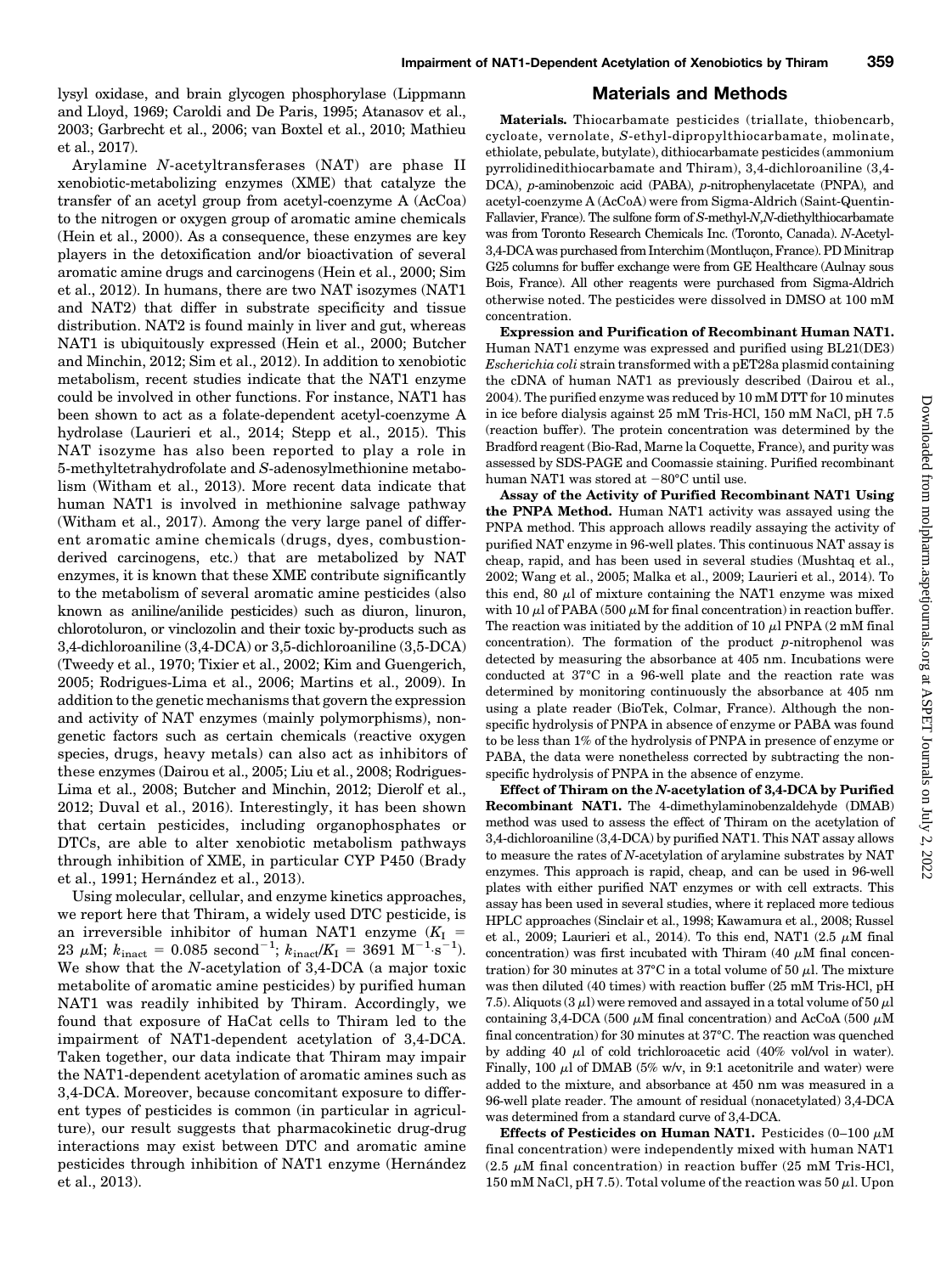lysyl oxidase, and brain glycogen phosphorylase (Lippmann and Lloyd, 1969; Caroldi and De Paris, 1995; Atanasov et al., 2003; Garbrecht et al., 2006; van Boxtel et al., 2010; Mathieu et al., 2017).

Arylamine *N*-acetyltransferases (NAT) are phase II xenobiotic-metabolizing enzymes (XME) that catalyze the transfer of an acetyl group from acetyl-coenzyme A (AcCoa) to the nitrogen or oxygen group of aromatic amine chemicals (Hein et al., 2000). As a consequence, these enzymes are key players in the detoxification and/or bioactivation of several aromatic amine drugs and carcinogens (Hein et al., 2000; Sim et al., 2012). In humans, there are two NAT isozymes (NAT1 and NAT2) that differ in substrate specificity and tissue distribution. NAT2 is found mainly in liver and gut, whereas NAT1 is ubiquitously expressed (Hein et al., 2000; Butcher and Minchin, 2012; Sim et al., 2012). In addition to xenobiotic metabolism, recent studies indicate that the NAT1 enzyme could be involved in other functions. For instance, NAT1 has been shown to act as a folate-dependent acetyl-coenzyme A hydrolase (Laurieri et al., 2014; Stepp et al., 2015). This NAT isozyme has also been reported to play a role in 5-methyltetrahydrofolate and *S*-adenosylmethionine metabolism (Witham et al., 2013). More recent data indicate that human NAT1 is involved in methionine salvage pathway (Witham et al., 2017). Among the very large panel of different aromatic amine chemicals (drugs, dyes, combustion-derived carcinogens, etc.) that are metabolized by NAT enzymes, it is known that these XME contribute significantly to the metabolism of several aromatic amine pesticides (also known as aniline/anilide pesticides) such as diuron, linuron, chlorotoluron, or vinclozolin and their toxic by-products such as 3,4-dichloroaniline (3,4-DCA) or 3,5-dichloroaniline (3,5-DCA) (Tweedy et al., 1970; Tixier et al., 2002; Kim and Guengerich, 2005; Rodrigues-Lima et al., 2006; Martins et al., 2009). In addition to the genetic mechanisms that govern the expression and activity of NAT enzymes (mainly polymorphisms), nongenetic factors such as certain chemicals (reactive oxygen species, drugs, heavy metals) can also act as inhibitors of these enzymes (Dairou et al., 2005; Liu et al., 2008; Rodrigues-Lima et al., 2008; Butcher and Minchin, 2012; Dierolf et al., 2012; Duval et al., 2016). Interestingly, it has been shown that certain pesticides, including organophosphates or DTCs, are able to alter xenobiotic metabolism pathways through inhibition of XME, in particular CYP P450 (Brady et al., 1991; Hernández et al., 2013).

Using molecular, cellular, and enzyme kinetics approaches, we report here that Thiram, a widely used DTC pesticide, is an irreversible inhibitor of human NAT1 enzyme ($K_I$ = 23 $\mu$M; $k_{inact}$ = 0.085 $second^{-1}$; $k_{inact}/K_I$ = 3691 $M^{-1}\cdot s^{-1}$). We show that the *N*-acetylation of 3,4-DCA (a major toxic metabolite of aromatic amine pesticides) by purified human NAT1 was readily inhibited by Thiram. Accordingly, we found that exposure of HaCat cells to Thiram led to the impairment of NAT1-dependent acetylation of 3,4-DCA. Taken together, our data indicate that Thiram may impair the NAT1-dependent acetylation of aromatic amines such as 3,4-DCA. Moreover, because concomitant exposure to different types of pesticides is common (in particular in agriculture), our result suggests that pharmacokinetic drug-drug interactions may exist between DTC and aromatic amine pesticides through inhibition of NAT1 enzyme (Hernández et al., 2013).

## Materials and Methods

**Materials.** Thiocarbamate pesticides (triallate, thiobencarb, cycloate, vernolate, *S*-ethyl-dipropylthiocarbamate, molinate, ethiolate, pebulate, butylate), dithiocarbamate pesticides (ammonium pyrrolidinedithiocarbamate and Thiram), 3,4-dichloroaniline (3,4-DCA), *p*-aminobenzoic acid (PABA), *p*-nitrophenylacetate (PNPA), and acetyl-coenzyme A (AcCoA) were from Sigma-Aldrich (Saint-Quentin-Fallavier, France). The sulfone form of *S*-methyl-*N*,*N*-diethylthiocarbamate was from Toronto Research Chemicals Inc. (Toronto, Canada). *N*-Acetyl-3,4-DCA was purchased from Interchim (Montluçon, France). PD Minitrap G25 columns for buffer exchange were from GE Healthcare (Aulnay sous Bois, France). All other reagents were purchased from Sigma-Aldrich otherwise noted. The pesticides were dissolved in DMSO at 100 mM concentration.

**Expression and Purification of Recombinant Human NAT1.** Human NAT1 enzyme was expressed and purified using BL21(DE3) *Escherichia coli* strain transformed with a pET28a plasmid containing the cDNA of human NAT1 as previously described (Dairou et al., 2004). The purified enzyme was reduced by 10 mM DTT for 10 minutes in ice before dialysis against 25 mM Tris-HCl, 150 mM NaCl, pH 7.5 (reaction buffer). The protein concentration was determined by the Bradford reagent (Bio-Rad, Marne la Coquette, France), and purity was assessed by SDS-PAGE and Coomassie staining. Purified recombinant human NAT1 was stored at −80°C until use.

**Assay of the Activity of Purified Recombinant NAT1 Using the PNPA Method.** Human NAT1 activity was assayed using the PNPA method. This approach allows readily assaying the activity of purified NAT enzyme in 96-well plates. This continuous NAT assay is cheap, rapid, and has been used in several studies (Mushtaq et al., 2002; Wang et al., 2005; Malka et al., 2009; Laurieri et al., 2014). To this end, 80 $\mu$l of mixture containing the NAT1 enzyme was mixed with 10 $\mu$l of PABA (500 $\mu$M for final concentration) in reaction buffer. The reaction was initiated by the addition of 10 $\mu$l PNPA (2 mM final concentration). The formation of the product *p*-nitrophenol was detected by measuring the absorbance at 405 nm. Incubations were conducted at 37°C in a 96-well plate and the reaction rate was determined by monitoring continuously the absorbance at 405 nm using a plate reader (BioTek, Colmar, France). Although the nonspecific hydrolysis of PNPA in absence of enzyme or PABA was found to be less than 1% of the hydrolysis of PNPA in presence of enzyme or PABA, the data were nonetheless corrected by subtracting the nonspecific hydrolysis of PNPA in the absence of enzyme.

**Effect of Thiram on the *N*-acetylation of 3,4-DCA by Purified Recombinant NAT1.** The 4-dimethylaminobenzaldehyde (DMAB) method was used to assess the effect of Thiram on the acetylation of 3,4-dichloroaniline (3,4-DCA) by purified NAT1. This NAT assay allows to measure the rates of *N*-acetylation of arylamine substrates by NAT enzymes. This approach is rapid, cheap, and can be used in 96-well plates with either purified NAT enzymes or with cell extracts. This assay has been used in several studies, where it replaced more tedious HPLC approaches (Sinclair et al., 1998; Kawamura et al., 2008; Russel et al., 2009; Laurieri et al., 2014). To this end, NAT1 (2.5 $\mu$M final concentration) was first incubated with Thiram (40 $\mu$M final concentration) for 30 minutes at 37°C in a total volume of 50 $\mu$l. The mixture was then diluted (40 times) with reaction buffer (25 mM Tris-HCl, pH 7.5). Aliquots (3 $\mu$l) were removed and assayed in a total volume of 50 $\mu$l containing 3,4-DCA (500 $\mu$M final concentration) and AcCoA (500 $\mu$M final concentration) for 30 minutes at 37°C. The reaction was quenched by adding 40 $\mu$l of cold trichloroacetic acid (40% vol/vol in water). Finally, 100 $\mu$l of DMAB (5% w/v, in 9:1 acetonitrile and water) were added to the mixture, and absorbance at 450 nm was measured in a 96-well plate reader. The amount of residual (nonacetylated) 3,4-DCA was determined from a standard curve of 3,4-DCA.

**Effects of Pesticides on Human NAT1.** Pesticides (0–100 $\mu$M final concentration) were independently mixed with human NAT1 (2.5 $\mu$M final concentration) in reaction buffer (25 mM Tris-HCl, 150 mM NaCl, pH 7.5). Total volume of the reaction was 50 $\mu$l. Upon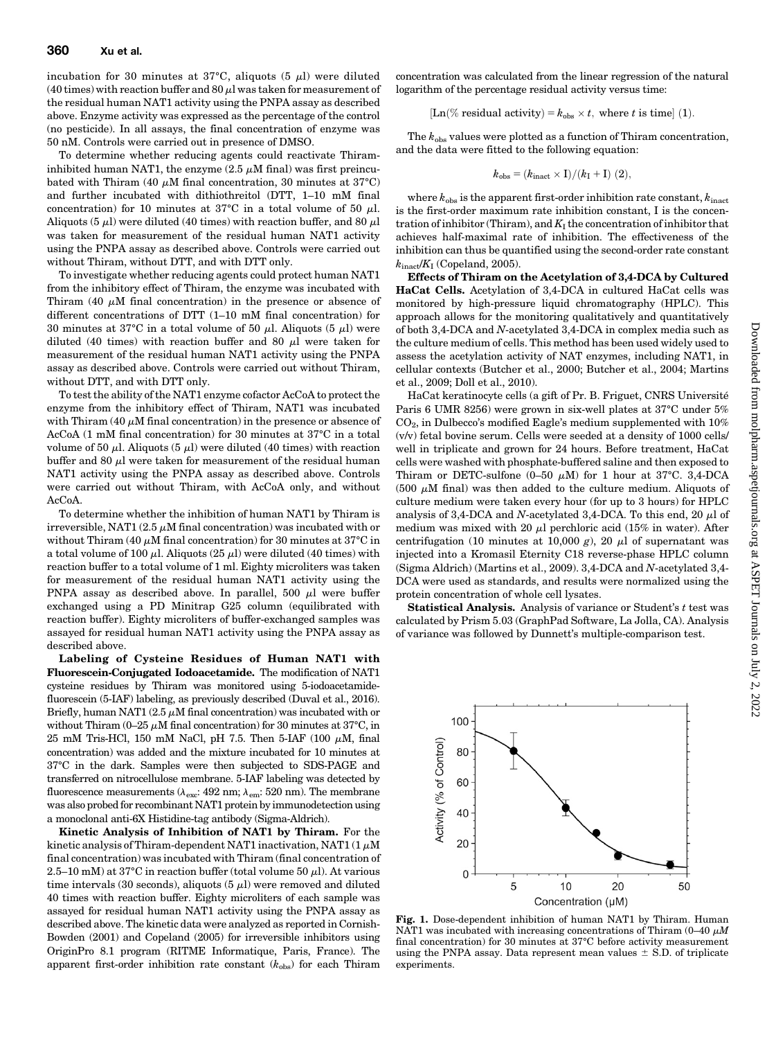incubation for 30 minutes at 37°C, aliquots (5 $\mu$l) were diluted (40 times) with reaction buffer and 80 $\mu$l was taken for measurement of the residual human NAT1 activity using the PNPA assay as described above. Enzyme activity was expressed as the percentage of the control (no pesticide). In all assays, the final concentration of enzyme was 50 nM. Controls were carried out in presence of DMSO.

To determine whether reducing agents could reactivate Thiram-inhibited human NAT1, the enzyme (2.5 $\mu$M final) was first preincubated with Thiram (40 $\mu$M final concentration, 30 minutes at 37°C) and further incubated with dithiothreitol (DTT, 1–10 mM final concentration) for 10 minutes at 37°C in a total volume of 50 $\mu$l. Aliquots (5 $\mu$l) were diluted (40 times) with reaction buffer, and 80 $\mu$l was taken for measurement of the residual human NAT1 activity using the PNPA assay as described above. Controls were carried out without Thiram, without DTT, and with DTT only.

To investigate whether reducing agents could protect human NAT1 from the inhibitory effect of Thiram, the enzyme was incubated with Thiram (40 $\mu$M final concentration) in the presence or absence of different concentrations of DTT (1–10 mM final concentration) for 30 minutes at 37°C in a total volume of 50 $\mu$l. Aliquots (5 $\mu$l) were diluted (40 times) with reaction buffer and 80 $\mu$l were taken for measurement of the residual human NAT1 activity using the PNPA assay as described above. Controls were carried out without Thiram, without DTT, and with DTT only.

To test the ability of the NAT1 enzyme cofactor AcCoA to protect the enzyme from the inhibitory effect of Thiram, NAT1 was incubated with Thiram (40 $\mu$M final concentration) in the presence or absence of AcCoA (1 mM final concentration) for 30 minutes at 37°C in a total volume of 50 $\mu$l. Aliquots (5 $\mu$l) were diluted (40 times) with reaction buffer and 80 $\mu$l were taken for measurement of the residual human NAT1 activity using the PNPA assay as described above. Controls were carried out without Thiram, with AcCoA only, and without AcCoA.

To determine whether the inhibition of human NAT1 by Thiram is irreversible, NAT1 (2.5 $\mu$M final concentration) was incubated with or without Thiram (40 $\mu$M final concentration) for 30 minutes at 37°C in a total volume of 100 $\mu$l. Aliquots (25 $\mu$l) were diluted (40 times) with reaction buffer to a total volume of 1 ml. Eighty microliters was taken for measurement of the residual human NAT1 activity using the PNPA assay as described above. In parallel, 500 $\mu$l were buffer exchanged using a PD Minitrap G25 column (equilibrated with reaction buffer). Eighty microliters of buffer-exchanged samples was assayed for residual human NAT1 activity using the PNPA assay as described above.

**Labeling of Cysteine Residues of Human NAT1 with Fluorescein-Conjugated Iodoacetamide.** The modification of NAT1 cysteine residues by Thiram was monitored using 5-iodoacetamide-fluorescein (5-IAF) labeling, as previously described (Duval et al., 2016). Briefly, human NAT1 (2.5 $\mu$M final concentration) was incubated with or without Thiram (0–25 $\mu$M final concentration) for 30 minutes at 37°C, in 25 mM Tris-HCl, 150 mM NaCl, pH 7.5. Then 5-IAF (100 $\mu$M, final concentration) was added and the mixture incubated for 10 minutes at 37°C in the dark. Samples were then subjected to SDS-PAGE and transferred on nitrocellulose membrane. 5-IAF labeling was detected by fluorescence measurements ($\lambda_{exc}$: 492 nm; $\lambda_{em}$: 520 nm). The membrane was also probed for recombinant NAT1 protein by immunodetection using a monoclonal anti-6X Histidine-tag antibody (Sigma-Aldrich).

**Kinetic Analysis of Inhibition of NAT1 by Thiram.** For the kinetic analysis of Thiram-dependent NAT1 inactivation, NAT1 (1 $\mu$M final concentration) was incubated with Thiram (final concentration of 2.5–10 mM) at 37°C in reaction buffer (total volume 50 $\mu$l). At various time intervals (30 seconds), aliquots (5 $\mu$l) were removed and diluted 40 times with reaction buffer. Eighty microliters of each sample was assayed for residual human NAT1 activity using the PNPA assay as described above. The kinetic data were analyzed as reported in Cornish-Bowden (2001) and Copeland (2005) for irreversible inhibitors using OriginPro 8.1 program (RITME Informatique, Paris, France). The apparent first-order inhibition rate constant ($k_{obs}$) for each Thiram concentration was calculated from the linear regression of the natural logarithm of the percentage residual activity versus time:

$$[\text{Ln}(\%\text{ residual activity}) = k_{obs} \times t,\ \text{where } t \text{ is time}]\ (1).$$

The $k_{obs}$ values were plotted as a function of Thiram concentration, and the data were fitted to the following equation:

$$k_{obs} = (k_{inact} \times \text{I})/(K_{\text{I}} + \text{I})\ (2),$$

where $k_{obs}$ is the apparent first-order inhibition rate constant, $k_{inact}$ is the first-order maximum rate inhibition constant, I is the concentration of inhibitor (Thiram), and $K_{\text{I}}$ the concentration of inhibitor that achieves half-maximal rate of inhibition. The effectiveness of the inhibition can thus be quantified using the second-order rate constant $k_{inact}/K_{\text{I}}$ (Copeland, 2005).

**Effects of Thiram on the Acetylation of 3,4-DCA by Cultured HaCat Cells.** Acetylation of 3,4-DCA in cultured HaCat cells was monitored by high-pressure liquid chromatography (HPLC). This approach allows for the monitoring qualitatively and quantitatively of both 3,4-DCA and *N*-acetylated 3,4-DCA in complex media such as the culture medium of cells. This method has been used widely used to assess the acetylation activity of NAT enzymes, including NAT1, in cellular contexts (Butcher et al., 2000; Butcher et al., 2004; Martins et al., 2009; Doll et al., 2010).

HaCat keratinocyte cells (a gift of Pr. B. Friguet, CNRS Université Paris 6 UMR 8256) were grown in six-well plates at 37°C under 5% $CO_2$, in Dulbecco's modified Eagle's medium supplemented with 10% (v/v) fetal bovine serum. Cells were seeded at a density of 1000 cells/well in triplicate and grown for 24 hours. Before treatment, HaCat cells were washed with phosphate-buffered saline and then exposed to Thiram or DETC-sulfone (0–50 $\mu$M) for 1 hour at 37°C. 3,4-DCA (500 $\mu$M final) was then added to the culture medium. Aliquots of culture medium were taken every hour (for up to 3 hours) for HPLC analysis of 3,4-DCA and *N*-acetylated 3,4-DCA. To this end, 20 $\mu$l of medium was mixed with 20 $\mu$l perchloric acid (15% in water). After centrifugation (10 minutes at 10,000 *g*), 20 $\mu$l of supernatant was injected into a Kromasil Eternity C18 reverse-phase HPLC column (Sigma Aldrich) (Martins et al., 2009). 3,4-DCA and *N*-acetylated 3,4-DCA were used as standards, and results were normalized using the protein concentration of whole cell lysates.

**Statistical Analysis.** Analysis of variance or Student's *t* test was calculated by Prism 5.03 (GraphPad Software, La Jolla, CA). Analysis of variance was followed by Dunnett's multiple-comparison test.

**Fig. 1.** Dose-dependent inhibition of human NAT1 by Thiram. Human NAT1 was incubated with increasing concentrations of Thiram (0–40 $\mu$M final concentration) for 30 minutes at 37°C before activity measurement using the PNPA assay. Data represent mean values ± S.D. of triplicate experiments.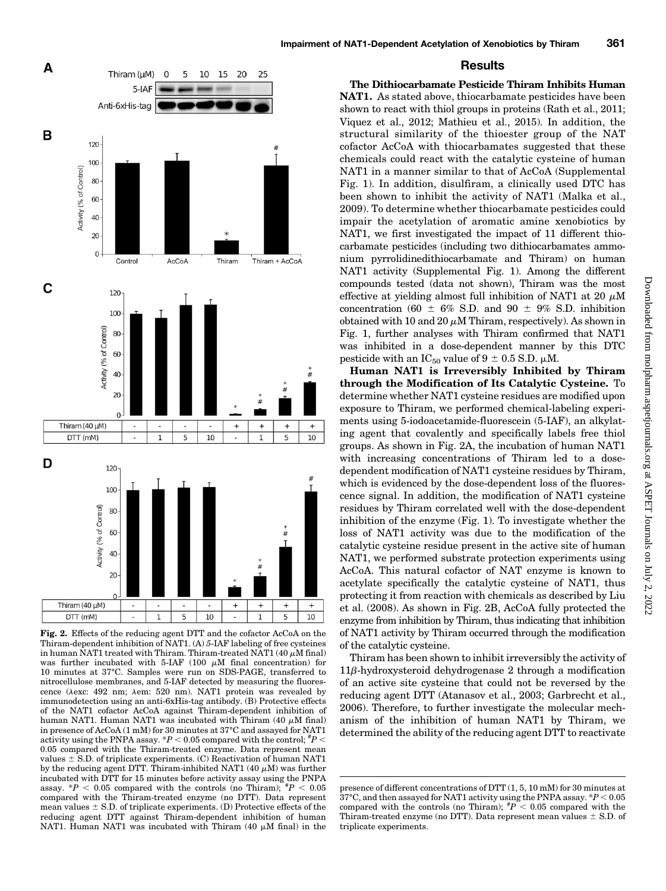Fig. 2. Effects of the reducing agent DTT and the cofactor AcCoA on the Thiram-dependent inhibition of NAT1. (A) 5-IAF labeling of free cysteines in human NAT1 treated with Thiram. Thiram-treated NAT1 (40 $\mu$M final) was further incubated with 5-IAF (100 $\mu$M final concentration) for 10 minutes at 37°C. Samples were run on SDS-PAGE, transferred to nitrocellulose membranes, and 5-IAF detected by measuring the fluorescence ($\lambda$exc: 492 nm; $\lambda$em: 520 nm). NAT1 protein was revealed by immunodetection using an anti-6xHis-tag antibody. (B) Protective effects of the NAT1 cofactor AcCoA against Thiram-dependent inhibition of NAT1. Human NAT1 was incubated with Thiram (40 $\mu$M final) in presence of AcCoA (1 mM) for 30 minutes at 37°C and assayed for NAT1 activity using the PNPA assay. \*$P < 0.05$ compared with the control; #$P < 0.05$ compared with the Thiram-treated enzyme. Data represent mean values ± S.D. of triplicate experiments. (C) Reactivation of human NAT1 by the reducing agent DTT. Thiram-inhibited NAT1 (40 $\mu$M) was further incubated with DTT for 15 minutes before activity assay using the PNPA assay. \*$P < 0.05$ compared with the controls (no Thiram); #$P < 0.05$ compared with the Thiram-treated enzyme (no DTT). Data represent mean values ± S.D. of triplicate experiments. (D) Protective effects of the reducing agent DTT against Thiram-dependent inhibition of human NAT1. Human NAT1 was incubated with Thiram (40 $\mu$M final) in the presence of different concentrations of DTT (1, 5, 10 mM) for 30 minutes at 37°C, and then assayed for NAT1 activity using the PNPA assay. \*$P < 0.05$ compared with the controls (no Thiram); #$P < 0.05$ compared with the Thiram-treated enzyme (no DTT). Data represent mean values ± S.D. of triplicate experiments.

## Results

**The Dithiocarbamate Pesticide Thiram Inhibits Human NAT1.** As stated above, thiocarbamate pesticides have been shown to react with thiol groups in proteins (Rath et al., 2011; Viquez et al., 2012; Mathieu et al., 2015). In addition, the structural similarity of the thioester group of the NAT cofactor AcCoA with thiocarbamates suggested that these chemicals could react with the catalytic cysteine of human NAT1 in a manner similar to that of AcCoA (Supplemental Fig. 1). In addition, disulfiram, a clinically used DTC has been shown to inhibit the activity of NAT1 (Malka et al., 2009). To determine whether thiocarbamate pesticides could impair the acetylation of aromatic amine xenobiotics by NAT1, we first investigated the impact of 11 different thiocarbamate pesticides (including two dithiocarbamates ammonium pyrrolidinedithiocarbamate and Thiram) on human NAT1 activity (Supplemental Fig. 1). Among the different compounds tested (data not shown), Thiram was the most effective at yielding almost full inhibition of NAT1 at 20 $\mu$M concentration (60 ± 6% S.D. and 90 ± 9% S.D. inhibition obtained with 10 and 20 $\mu$M Thiram, respectively). As shown in Fig. 1, further analyses with Thiram confirmed that NAT1 was inhibited in a dose-dependent manner by this DTC pesticide with an $IC_{50}$ value of 9 ± 0.5 S.D. $\mu$M.

**Human NAT1 is Irreversibly Inhibited by Thiram through the Modification of Its Catalytic Cysteine.** To determine whether NAT1 cysteine residues are modified upon exposure to Thiram, we performed chemical-labeling experiments using 5-iodoacetamide-fluorescein (5-IAF), an alkylating agent that covalently and specifically labels free thiol groups. As shown in Fig. 2A, the incubation of human NAT1 with increasing concentrations of Thiram led to a dose-dependent modification of NAT1 cysteine residues by Thiram, which is evidenced by the dose-dependent loss of the fluorescence signal. In addition, the modification of NAT1 cysteine residues by Thiram correlated well with the dose-dependent inhibition of the enzyme (Fig. 1). To investigate whether the loss of NAT1 activity was due to the modification of the catalytic cysteine residue present in the active site of human NAT1, we performed substrate protection experiments using AcCoA. This natural cofactor of NAT enzyme is known to acetylate specifically the catalytic cysteine of NAT1, thus protecting it from reaction with chemicals as described by Liu et al. (2008). As shown in Fig. 2B, AcCoA fully protected the enzyme from inhibition by Thiram, thus indicating that inhibition of NAT1 activity by Thiram occurred through the modification of the catalytic cysteine.

Thiram has been shown to inhibit irreversibly the activity of 11$\beta$-hydroxysteroid dehydrogenase 2 through a modification of an active site cysteine that could not be reversed by the reducing agent DTT (Atanasov et al., 2003; Garbrecht et al., 2006). Therefore, to further investigate the molecular mechanism of the inhibition of human NAT1 by Thiram, we determined the ability of the reducing agent DTT to reactivate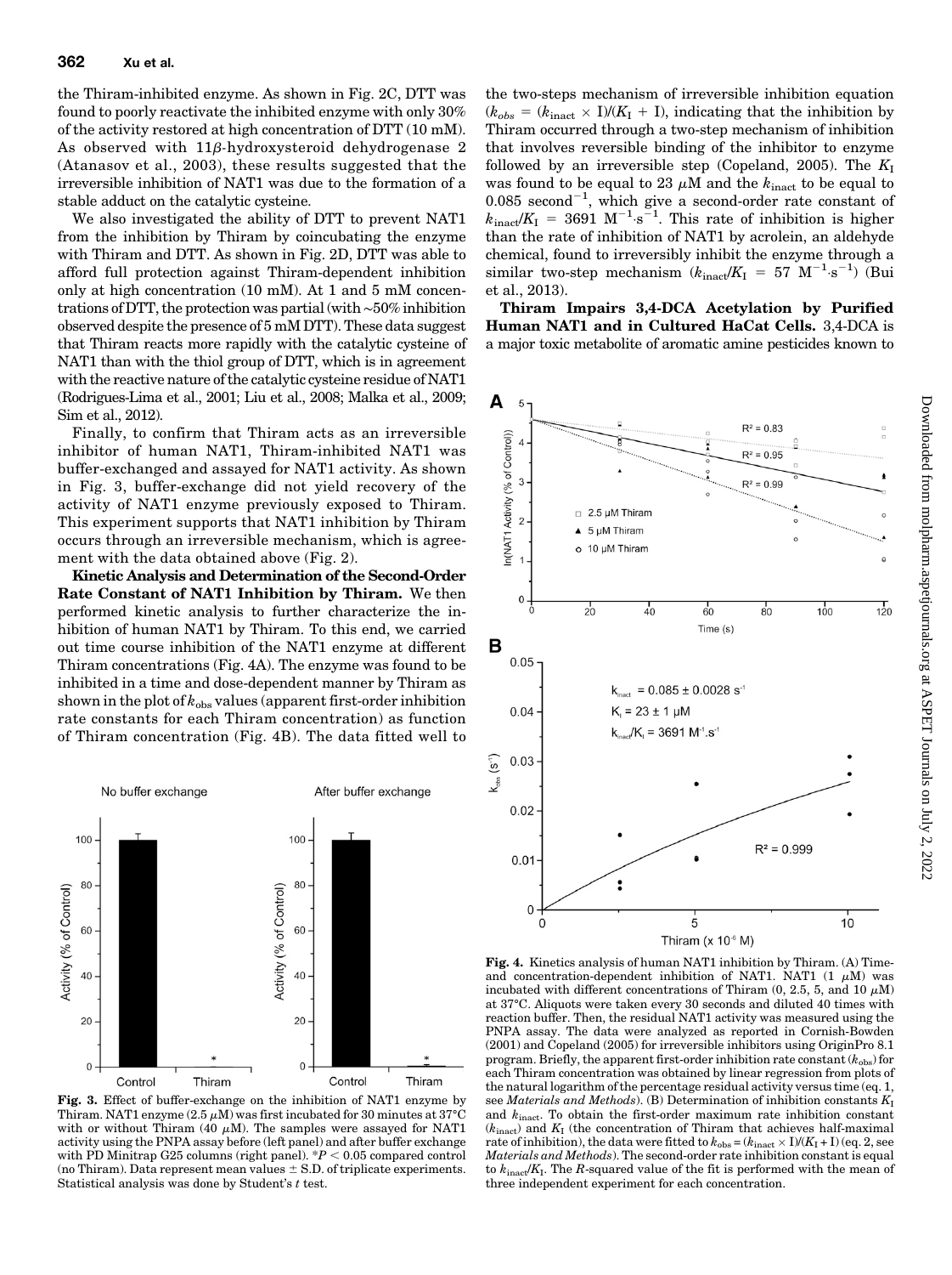the Thiram-inhibited enzyme. As shown in Fig. 2C, DTT was found to poorly reactivate the inhibited enzyme with only 30% of the activity restored at high concentration of DTT (10 mM). As observed with 11β-hydroxysteroid dehydrogenase 2 (Atanasov et al., 2003), these results suggested that the irreversible inhibition of NAT1 was due to the formation of a stable adduct on the catalytic cysteine.

We also investigated the ability of DTT to prevent NAT1 from the inhibition by Thiram by coincubating the enzyme with Thiram and DTT. As shown in Fig. 2D, DTT was able to afford full protection against Thiram-dependent inhibition only at high concentration (10 mM). At 1 and 5 mM concentrations of DTT, the protection was partial (with ~50% inhibition observed despite the presence of 5 mM DTT). These data suggest that Thiram reacts more rapidly with the catalytic cysteine of NAT1 than with the thiol group of DTT, which is in agreement with the reactive nature of the catalytic cysteine residue of NAT1 (Rodrigues-Lima et al., 2001; Liu et al., 2008; Malka et al., 2009; Sim et al., 2012).

Finally, to confirm that Thiram acts as an irreversible inhibitor of human NAT1, Thiram-inhibited NAT1 was buffer-exchanged and assayed for NAT1 activity. As shown in Fig. 3, buffer-exchange did not yield recovery of the activity of NAT1 enzyme previously exposed to Thiram. This experiment supports that NAT1 inhibition by Thiram occurs through an irreversible mechanism, which is agreement with the data obtained above (Fig. 2).

**Kinetic Analysis and Determination of the Second-Order Rate Constant of NAT1 Inhibition by Thiram.** We then performed kinetic analysis to further characterize the inhibition of human NAT1 by Thiram. To this end, we carried out time course inhibition of the NAT1 enzyme at different Thiram concentrations (Fig. 4A). The enzyme was found to be inhibited in a time and dose-dependent manner by Thiram as shown in the plot of $k_{obs}$ values (apparent first-order inhibition rate constants for each Thiram concentration) as function of Thiram concentration (Fig. 4B). The data fitted well to the two-steps mechanism of irreversible inhibition equation ($k_{obs} = (k_{inact} \times I)/(K_I + I)$, indicating that the inhibition by Thiram occurred through a two-step mechanism of inhibition that involves reversible binding of the inhibitor to enzyme followed by an irreversible step (Copeland, 2005). The $K_I$ was found to be equal to 23 μM and the $k_{inact}$ to be equal to 0.085 second$^{-1}$, which give a second-order rate constant of $k_{inact}/K_I$ = 3691 M$^{-1}$·s$^{-1}$. This rate of inhibition is higher than the rate of inhibition of NAT1 by acrolein, an aldehyde chemical, found to irreversibly inhibit the enzyme through a similar two-step mechanism ($k_{inact}/K_I$ = 57 M$^{-1}$·s$^{-1}$) (Bui et al., 2013).

**Thiram Impairs 3,4-DCA Acetylation by Purified Human NAT1 and in Cultured HaCat Cells.** 3,4-DCA is a major toxic metabolite of aromatic amine pesticides known to

**Fig. 3.** Effect of buffer-exchange on the inhibition of NAT1 enzyme by Thiram. NAT1 enzyme (2.5 μM) was first incubated for 30 minutes at 37°C with or without Thiram (40 μM). The samples were assayed for NAT1 activity using the PNPA assay before (left panel) and after buffer exchange with PD Minitrap G25 columns (right panel). *$P < 0.05$ compared control (no Thiram). Data represent mean values ± S.D. of triplicate experiments. Statistical analysis was done by Student's $t$ test.

**Fig. 4.** Kinetics analysis of human NAT1 inhibition by Thiram. (A) Time- and concentration-dependent inhibition of NAT1. NAT1 (1 μM) was incubated with different concentrations of Thiram (0, 2.5, 5, and 10 μM) at 37°C. Aliquots were taken every 30 seconds and diluted 40 times with reaction buffer. Then, the residual NAT1 activity was measured using the PNPA assay. The data were analyzed as reported in Cornish-Bowden (2001) and Copeland (2005) for irreversible inhibitors using OriginPro 8.1 program. Briefly, the apparent first-order inhibition rate constant ($k_{obs}$) for each Thiram concentration was obtained by linear regression from plots of the natural logarithm of the percentage residual activity versus time (eq. 1, see *Materials and Methods*). (B) Determination of inhibition constants $K_I$ and $k_{inact}$. To obtain the first-order maximum rate inhibition constant ($k_{inact}$) and $K_I$ (the concentration of Thiram that achieves half-maximal rate of inhibition), the data were fitted to $k_{obs} = (k_{inact} \times I)/(K_I + I)$ (eq. 2, see *Materials and Methods*). The second-order rate inhibition constant is equal to $k_{inact}/K_I$. The $R$-squared value of the fit is performed with the mean of three independent experiment for each concentration.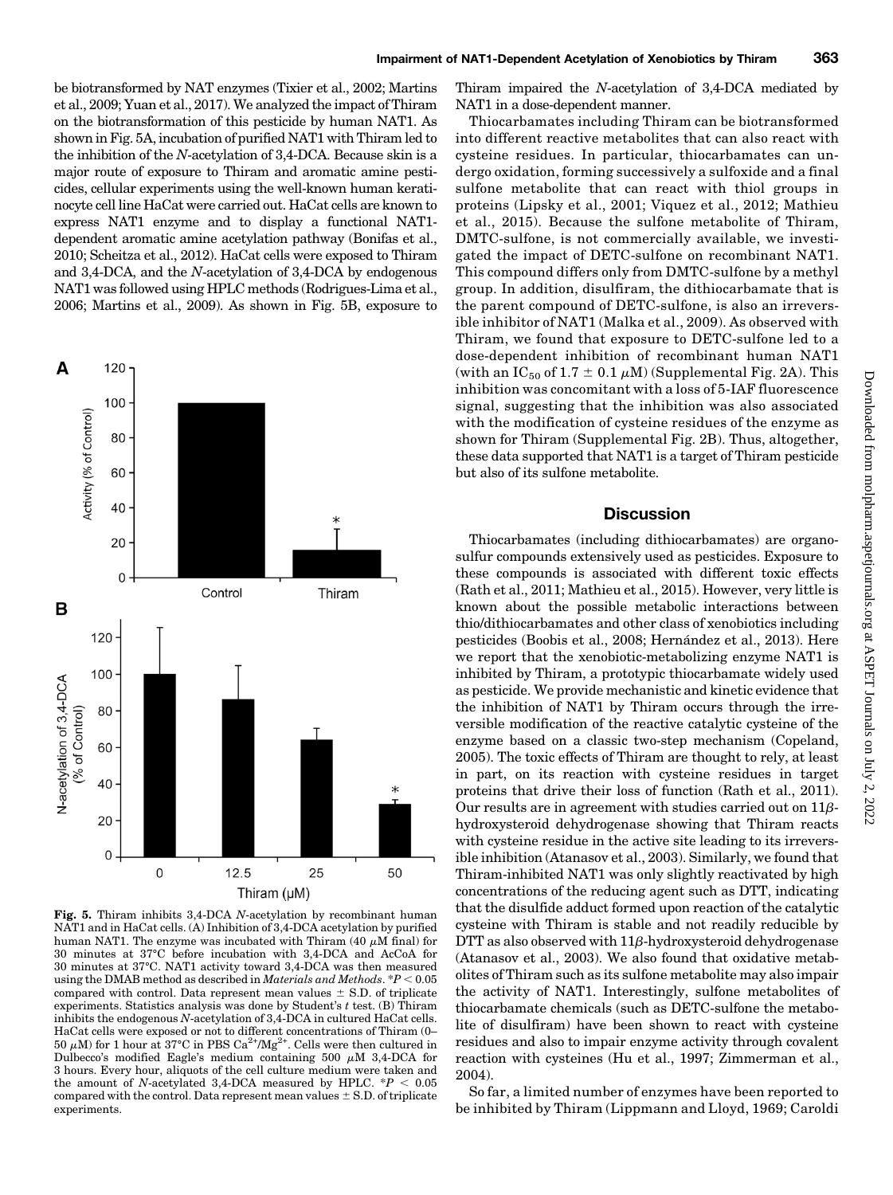be biotransformed by NAT enzymes (Tixier et al., 2002; Martins et al., 2009; Yuan et al., 2017). We analyzed the impact of Thiram on the biotransformation of this pesticide by human NAT1. As shown in Fig. 5A, incubation of purified NAT1 with Thiram led to the inhibition of the N-acetylation of 3,4-DCA. Because skin is a major route of exposure to Thiram and aromatic amine pesticides, cellular experiments using the well-known human keratinocyte cell line HaCat were carried out. HaCat cells are known to express NAT1 enzyme and to display a functional NAT1-dependent aromatic amine acetylation pathway (Bonifas et al., 2010; Scheitza et al., 2012). HaCat cells were exposed to Thiram and 3,4-DCA, and the N-acetylation of 3,4-DCA by endogenous NAT1 was followed using HPLC methods (Rodrigues-Lima et al., 2006; Martins et al., 2009). As shown in Fig. 5B, exposure to Thiram impaired the N-acetylation of 3,4-DCA mediated by NAT1 in a dose-dependent manner.

**Fig. 5.** Thiram inhibits 3,4-DCA N-acetylation by recombinant human NAT1 and in HaCat cells. (A) Inhibition of 3,4-DCA acetylation by purified human NAT1. The enzyme was incubated with Thiram (40 $\mu$M final) for 30 minutes at 37°C before incubation with 3,4-DCA and AcCoA for 30 minutes at 37°C. NAT1 activity toward 3,4-DCA was then measured using the DMAB method as described in *Materials and Methods*. *$P < 0.05$ compared with control. Data represent mean values ± S.D. of triplicate experiments. Statistics analysis was done by Student's $t$ test. (B) Thiram inhibits the endogenous N-acetylation of 3,4-DCA in cultured HaCat cells. HaCat cells were exposed or not to different concentrations of Thiram (0–50 $\mu$M) for 1 hour at 37°C in PBS $Ca^{2+}/Mg^{2+}$. Cells were then cultured in Dulbecco's modified Eagle's medium containing 500 $\mu$M 3,4-DCA for 3 hours. Every hour, aliquots of the cell culture medium were taken and the amount of N-acetylated 3,4-DCA measured by HPLC. *$P < 0.05$ compared with the control. Data represent mean values ± S.D. of triplicate experiments.

Thiocarbamates including Thiram can be biotransformed into different reactive metabolites that can also react with cysteine residues. In particular, thiocarbamates can undergo oxidation, forming successively a sulfoxide and a final sulfone metabolite that can react with thiol groups in proteins (Lipsky et al., 2001; Viquez et al., 2012; Mathieu et al., 2015). Because the sulfone metabolite of Thiram, DMTC-sulfone, is not commercially available, we investigated the impact of DETC-sulfone on recombinant NAT1. This compound differs only from DMTC-sulfone by a methyl group. In addition, disulfiram, the dithiocarbamate that is the parent compound of DETC-sulfone, is also an irreversible inhibitor of NAT1 (Malka et al., 2009). As observed with Thiram, we found that exposure to DETC-sulfone led to a dose-dependent inhibition of recombinant human NAT1 (with an $IC_{50}$ of 1.7 ± 0.1 $\mu$M) (Supplemental Fig. 2A). This inhibition was concomitant with a loss of 5-IAF fluorescence signal, suggesting that the inhibition was also associated with the modification of cysteine residues of the enzyme as shown for Thiram (Supplemental Fig. 2B). Thus, altogether, these data supported that NAT1 is a target of Thiram pesticide but also of its sulfone metabolite.

## Discussion

Thiocarbamates (including dithiocarbamates) are organosulfur compounds extensively used as pesticides. Exposure to these compounds is associated with different toxic effects (Rath et al., 2011; Mathieu et al., 2015). However, very little is known about the possible metabolic interactions between thio/dithiocarbamates and other class of xenobiotics including pesticides (Boobis et al., 2008; Hernández et al., 2013). Here we report that the xenobiotic-metabolizing enzyme NAT1 is inhibited by Thiram, a prototypic thiocarbamate widely used as pesticide. We provide mechanistic and kinetic evidence that the inhibition of NAT1 by Thiram occurs through the irreversible modification of the reactive catalytic cysteine of the enzyme based on a classic two-step mechanism (Copeland, 2005). The toxic effects of Thiram are thought to rely, at least in part, on its reaction with cysteine residues in target proteins that drive their loss of function (Rath et al., 2011). Our results are in agreement with studies carried out on 11$\beta$-hydroxysteroid dehydrogenase showing that Thiram reacts with cysteine residue in the active site leading to its irreversible inhibition (Atanasov et al., 2003). Similarly, we found that Thiram-inhibited NAT1 was only slightly reactivated by high concentrations of the reducing agent such as DTT, indicating that the disulfide adduct formed upon reaction of the catalytic cysteine with Thiram is stable and not readily reducible by DTT as also observed with 11$\beta$-hydroxysteroid dehydrogenase (Atanasov et al., 2003). We also found that oxidative metabolites of Thiram such as its sulfone metabolite may also impair the activity of NAT1. Interestingly, sulfone metabolites of thiocarbamate chemicals (such as DETC-sulfone the metabolite of disulfiram) have been shown to react with cysteine residues and also to impair enzyme activity through covalent reaction with cysteines (Hu et al., 1997; Zimmerman et al., 2004).

So far, a limited number of enzymes have been reported to be inhibited by Thiram (Lippmann and Lloyd, 1969; Caroldi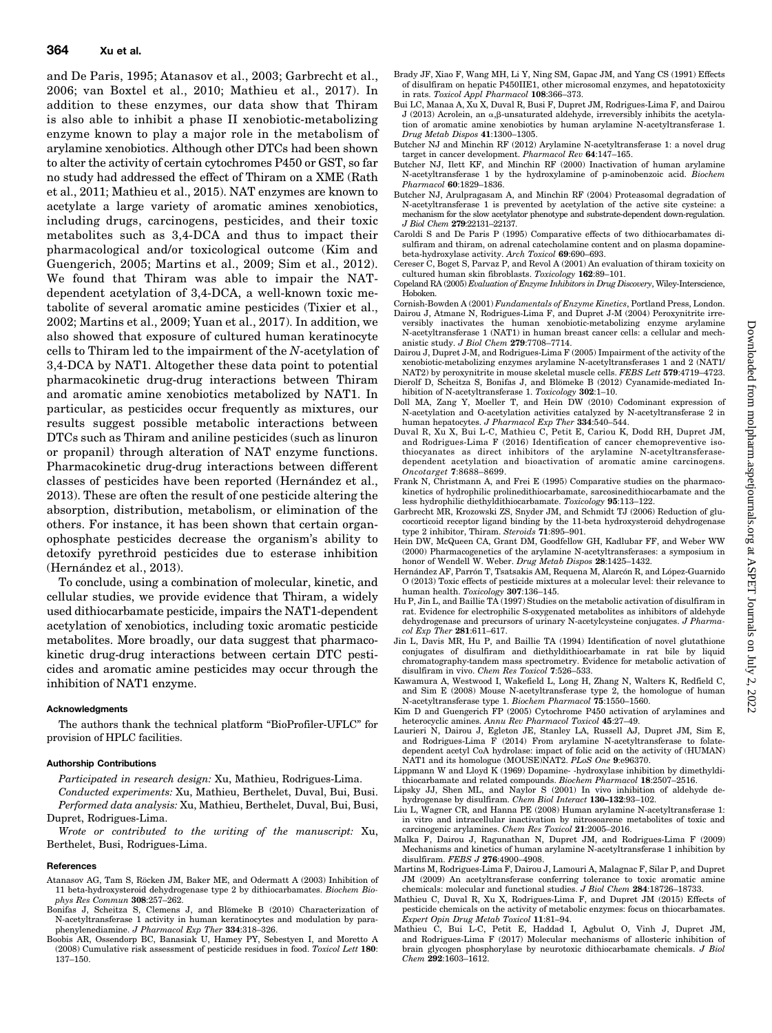and De Paris, 1995; Atanasov et al., 2003; Garbrecht et al., 2006; van Boxtel et al., 2010; Mathieu et al., 2017). In addition to these enzymes, our data show that Thiram is also able to inhibit a phase II xenobiotic-metabolizing enzyme known to play a major role in the metabolism of arylamine xenobiotics. Although other DTCs had been shown to alter the activity of certain cytochromes P450 or GST, so far no study had addressed the effect of Thiram on a XME (Rath et al., 2011; Mathieu et al., 2015). NAT enzymes are known to acetylate a large variety of aromatic amines xenobiotics, including drugs, carcinogens, pesticides, and their toxic metabolites such as 3,4-DCA and thus to impact their pharmacological and/or toxicological outcome (Kim and Guengerich, 2005; Martins et al., 2009; Sim et al., 2012). We found that Thiram was able to impair the NAT-dependent acetylation of 3,4-DCA, a well-known toxic metabolite of several aromatic amine pesticides (Tixier et al., 2002; Martins et al., 2009; Yuan et al., 2017). In addition, we also showed that exposure of cultured human keratinocyte cells to Thiram led to the impairment of the *N*-acetylation of 3,4-DCA by NAT1. Altogether these data point to potential pharmacokinetic drug-drug interactions between Thiram and aromatic amine xenobiotics metabolized by NAT1. In particular, as pesticides occur frequently as mixtures, our results suggest possible metabolic interactions between DTCs such as Thiram and aniline pesticides (such as linuron or propanil) through alteration of NAT enzyme functions. Pharmacokinetic drug-drug interactions between different classes of pesticides have been reported (Hernández et al., 2013). These are often the result of one pesticide altering the absorption, distribution, metabolism, or elimination of the others. For instance, it has been shown that certain organophosphate pesticides decrease the organism's ability to detoxify pyrethroid pesticides due to esterase inhibition (Hernández et al., 2013).

To conclude, using a combination of molecular, kinetic, and cellular studies, we provide evidence that Thiram, a widely used dithiocarbamate pesticide, impairs the NAT1-dependent acetylation of xenobiotics, including toxic aromatic pesticide metabolites. More broadly, our data suggest that pharmacokinetic drug-drug interactions between certain DTC pesticides and aromatic amine pesticides may occur through the inhibition of NAT1 enzyme.

#### Acknowledgments

The authors thank the technical platform "BioProfiler-UFLC" for provision of HPLC facilities.

#### Authorship Contributions

*Participated in research design:* Xu, Mathieu, Rodrigues-Lima.

*Conducted experiments:* Xu, Mathieu, Berthelet, Duval, Bui, Busi.

*Performed data analysis:* Xu, Mathieu, Berthelet, Duval, Bui, Busi, Dupret, Rodrigues-Lima.

*Wrote or contributed to the writing of the manuscript:* Xu, Berthelet, Busi, Rodrigues-Lima.

#### References

Atanasov AG, Tam S, Röcken JM, Baker ME, and Odermatt A (2003) Inhibition of 11 beta-hydroxysteroid dehydrogenase type 2 by dithiocarbamates. *Biochem Biophys Res Commun* **308**:257–262.

Bonifas J, Scheitza S, Clemens J, and Blömeke B (2010) Characterization of N-acetyltransferase 1 activity in human keratinocytes and modulation by para-phenylenediamine. *J Pharmacol Exp Ther* **334**:318–326.

Boobis AR, Ossendorp BC, Banasiak U, Hamey PY, Sebestyen I, and Moretto A (2008) Cumulative risk assessment of pesticide residues in food. *Toxicol Lett* **180**: 137–150.

Brady JF, Xiao F, Wang MH, Li Y, Ning SM, Gapac JM, and Yang CS (1991) Effects of disulfiram on hepatic P450IIE1, other microsomal enzymes, and hepatotoxicity in rats. *Toxicol Appl Pharmacol* **108**:366–373.

Bui LC, Manaa A, Xu X, Duval R, Busi F, Dupret JM, Rodrigues-Lima F, and Dairou J (2013) Acrolein, an α,β-unsaturated aldehyde, irreversibly inhibits the acetylation of aromatic amine xenobiotics by human arylamine N-acetyltransferase 1. *Drug Metab Dispos* **41**:1300–1305.

Butcher NJ and Minchin RF (2012) Arylamine N-acetyltransferase 1: a novel drug target in cancer development. *Pharmacol Rev* **64**:147–165.

Butcher NJ, Ilett KF, and Minchin RF (2000) Inactivation of human arylamine N-acetyltransferase 1 by the hydroxylamine of p-aminobenzoic acid. *Biochem Pharmacol* **60**:1829–1836.

Butcher NJ, Arulpragasam A, and Minchin RF (2004) Proteasomal degradation of N-acetyltransferase 1 is prevented by acetylation of the active site cysteine: a mechanism for the slow acetylator phenotype and substrate-dependent down-regulation. *J Biol Chem* **279**:22131–22137.

Caroldi S and De Paris P (1995) Comparative effects of two dithiocarbamates disulfiram and thiram, on adrenal catecholamine content and on plasma dopamine-beta-hydroxylase activity. *Arch Toxicol* **69**:690–693.

Cereser C, Boget S, Parvaz P, and Revol A (2001) An evaluation of thiram toxicity on cultured human skin fibroblasts. *Toxicology* **162**:89–101.

Copeland RA (2005) *Evaluation of Enzyme Inhibitors in Drug Discovery*, Wiley-Interscience, Hoboken.

Cornish-Bowden A (2001) *Fundamentals of Enzyme Kinetics*, Portland Press, London.

Dairou J, Atmane N, Rodrigues-Lima F, and Dupret J-M (2004) Peroxynitrite irreversibly inactivates the human xenobiotic-metabolizing enzyme arylamine N-acetyltransferase 1 (NAT1) in human breast cancer cells: a cellular and mechanistic study. *J Biol Chem* **279**:7708–7714.

Dairou J, Dupret J-M, and Rodrigues-Lima F (2005) Impairment of the activity of the xenobiotic-metabolizing enzymes arylamine N-acetyltransferases 1 and 2 (NAT1/NAT2) by peroxynitrite in mouse skeletal muscle cells. *FEBS Lett* **579**:4719–4723.

Dierolf D, Scheitza S, Bonifas J, and Blömeke B (2012) Cyanamide-mediated Inhibition of N-acetyltransferase 1. *Toxicology* **302**:1–10.

Doll MA, Zang Y, Moeller T, and Hein DW (2010) Codominant expression of N-acetylation and O-acetylation activities catalyzed by N-acetyltransferase 2 in human hepatocytes. *J Pharmacol Exp Ther* **334**:540–544.

Duval R, Xu X, Bui L-C, Mathieu C, Petit E, Cariou K, Dodd RH, Dupret JM, and Rodrigues-Lima F (2016) Identification of cancer chemopreventive isothiocyanates as direct inhibitors of the arylamine N-acetyltransferase-dependent acetylation and bioactivation of aromatic amine carcinogens. *Oncotarget* **7**:8688–8699.

Frank N, Christmann A, and Frei E (1995) Comparative studies on the pharmacokinetics of hydrophilic prolinedithiocarbamate, sarcosinedithiocarbamate and the less hydrophilic diethyldithiocarbamate. *Toxicology* **95**:113–122.

Garbrecht MR, Krozowski ZS, Snyder JM, and Schmidt TJ (2006) Reduction of glucocorticoid receptor ligand binding by the 11-beta hydroxysteroid dehydrogenase type 2 inhibitor, Thiram. *Steroids* **71**:895–901.

Hein DW, McQueen CA, Grant DM, Goodfellow GH, Kadlubar FF, and Weber WW (2000) Pharmacogenetics of the arylamine N-acetyltransferases: a symposium in honor of Wendell W. Weber. *Drug Metab Dispos* **28**:1425–1432.

Hernández AF, Parrón T, Tsatsakis AM, Requena M, Alarcón R, and López-Guarnido O (2013) Toxic effects of pesticide mixtures at a molecular level: their relevance to human health. *Toxicology* **307**:136–145.

Hu P, Jin L, and Baillie TA (1997) Studies on the metabolic activation of disulfiram in rat. Evidence for electrophilic S-oxygenated metabolites as inhibitors of aldehyde dehydrogenase and precursors of urinary N-acetylcysteine conjugates. *J Pharmacol Exp Ther* **281**:611–617.

Jin L, Davis MR, Hu P, and Baillie TA (1994) Identification of novel glutathione conjugates of disulfiram and diethyldithiocarbamate in rat bile by liquid chromatography-tandem mass spectrometry. Evidence for metabolic activation of disulfiram in vivo. *Chem Res Toxicol* **7**:526–533.

Kawamura A, Westwood I, Wakefield L, Long H, Zhang N, Walters K, Redfield C, and Sim E (2008) Mouse N-acetyltransferase type 2, the homologue of human N-acetyltransferase type 1. *Biochem Pharmacol* **75**:1550–1560.

Kim D and Guengerich FP (2005) Cytochrome P450 activation of arylamines and heterocyclic amines. *Annu Rev Pharmacol Toxicol* **45**:27–49.

Laurieri N, Dairou J, Egleton JE, Stanley LA, Russell AJ, Dupret JM, Sim E, and Rodrigues-Lima F (2014) From arylamine N-acetyltransferase to folate-dependent acetyl CoA hydrolase: impact of folic acid on the activity of (HUMAN) NAT1 and its homologue (MOUSE)NAT2. *PLoS One* **9**:e96370.

Lippmann W and Lloyd K (1969) Dopamine- -hydroxylase inhibition by dimethyldithiocarbamate and related compounds. *Biochem Pharmacol* **18**:2507–2516.

Lipsky JJ, Shen ML, and Naylor S (2001) In vivo inhibition of aldehyde dehydrogenase by disulfiram. *Chem Biol Interact* **130–132**:93–102.

Liu L, Wagner CR, and Hanna PE (2008) Human arylamine N-acetyltransferase 1: in vitro and intracellular inactivation by nitrosoarene metabolites of toxic and carcinogenic arylamines. *Chem Res Toxicol* **21**:2005–2016.

Malka F, Dairou J, Ragunathan N, Dupret JM, and Rodrigues-Lima F (2009) Mechanisms and kinetics of human arylamine N-acetyltransferase 1 inhibition by disulfiram. *FEBS J* **276**:4900–4908.

Martins M, Rodrigues-Lima F, Dairou J, Lamouri A, Malagnac F, Silar P, and Dupret JM (2009) An acetyltransferase conferring tolerance to toxic aromatic amine chemicals: molecular and functional studies. *J Biol Chem* **284**:18726–18733.

Mathieu C, Duval R, Xu X, Rodrigues-Lima F, and Dupret JM (2015) Effects of pesticide chemicals on the activity of metabolic enzymes: focus on thiocarbamates. *Expert Opin Drug Metab Toxicol* **11**:81–94.

Mathieu C, Bui L-C, Petit E, Haddad I, Agbulut O, Vinh J, Dupret JM, and Rodrigues-Lima F (2017) Molecular mechanisms of allosteric inhibition of brain glycogen phosphorylase by neurotoxic dithiocarbamate chemicals. *J Biol Chem* **292**:1603–1612.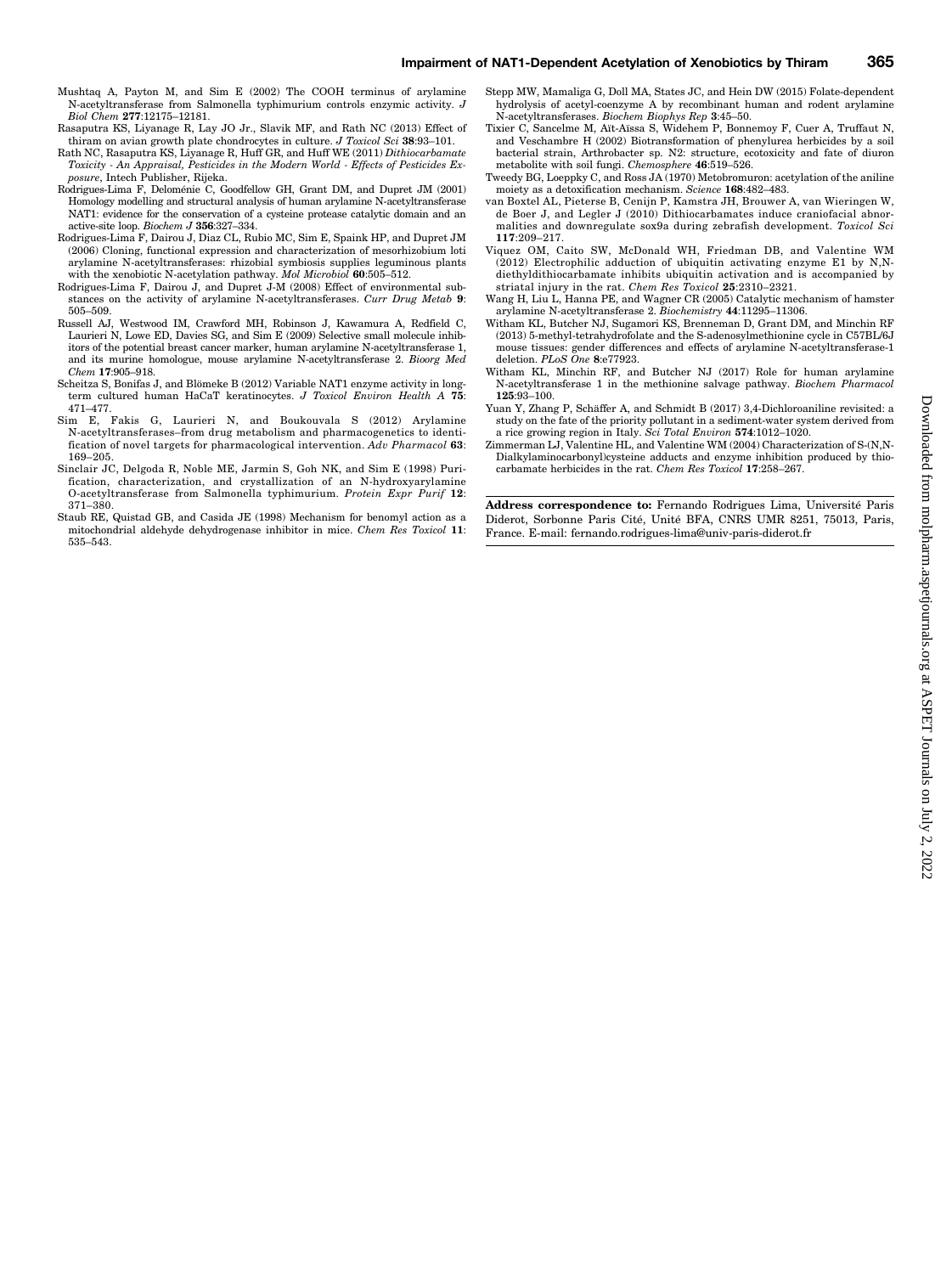Mushtaq A, Payton M, and Sim E (2002) The COOH terminus of arylamine N-acetyltransferase from Salmonella typhimurium controls enzymic activity. *J Biol Chem* **277**:12175–12181.

Rasaputra KS, Liyanage R, Lay JO Jr., Slavik MF, and Rath NC (2013) Effect of thiram on avian growth plate chondrocytes in culture. *J Toxicol Sci* **38**:93–101.

Rath NC, Rasaputra KS, Liyanage R, Huff GR, and Huff WE (2011) *Dithiocarbamate Toxicity - An Appraisal, Pesticides in the Modern World - Effects of Pesticides Exposure*, Intech Publisher, Rijeka.

Rodrigues-Lima F, Deloménie C, Goodfellow GH, Grant DM, and Dupret JM (2001) Homology modelling and structural analysis of human arylamine N-acetyltransferase NAT1: evidence for the conservation of a cysteine protease catalytic domain and an active-site loop. *Biochem J* **356**:327–334.

Rodrigues-Lima F, Dairou J, Diaz CL, Rubio MC, Sim E, Spaink HP, and Dupret JM (2006) Cloning, functional expression and characterization of mesorhizobium loti arylamine N-acetyltransferases: rhizobial symbiosis supplies leguminous plants with the xenobiotic N-acetylation pathway. *Mol Microbiol* **60**:505–512.

Rodrigues-Lima F, Dairou J, and Dupret J-M (2008) Effect of environmental substances on the activity of arylamine N-acetyltransferases. *Curr Drug Metab* **9**: 505–509.

Russell AJ, Westwood IM, Crawford MH, Robinson J, Kawamura A, Redfield C, Laurieri N, Lowe ED, Davies SG, and Sim E (2009) Selective small molecule inhibitors of the potential breast cancer marker, human arylamine N-acetyltransferase 1, and its murine homologue, mouse arylamine N-acetyltransferase 2. *Bioorg Med Chem* **17**:905–918.

Scheitza S, Bonifas J, and Blömeke B (2012) Variable NAT1 enzyme activity in long-term cultured human HaCaT keratinocytes. *J Toxicol Environ Health A* **75**: 471–477.

Sim E, Fakis G, Laurieri N, and Boukouvala S (2012) Arylamine N-acetyltransferases–from drug metabolism and pharmacogenetics to identification of novel targets for pharmacological intervention. *Adv Pharmacol* **63**: 169–205.

Sinclair JC, Delgoda R, Noble ME, Jarmin S, Goh NK, and Sim E (1998) Purification, characterization, and crystallization of an N-hydroxyarylamine O-acetyltransferase from Salmonella typhimurium. *Protein Expr Purif* **12**: 371–380.

Staub RE, Quistad GB, and Casida JE (1998) Mechanism for benomyl action as a mitochondrial aldehyde dehydrogenase inhibitor in mice. *Chem Res Toxicol* **11**: 535–543.

Stepp MW, Mamaliga G, Doll MA, States JC, and Hein DW (2015) Folate-dependent hydrolysis of acetyl-coenzyme A by recombinant human and rodent arylamine N-acetyltransferases. *Biochem Biophys Rep* **3**:45–50.

Tixier C, Sancelme M, Aït-Aïssa S, Widehem P, Bonnemoy F, Cuer A, Truffaut N, and Veschambre H (2002) Biotransformation of phenylurea herbicides by a soil bacterial strain, Arthrobacter sp. N2: structure, ecotoxicity and fate of diuron metabolite with soil fungi. *Chemosphere* **46**:519–526.

Tweedy BG, Loeppky C, and Ross JA (1970) Metobromuron: acetylation of the aniline moiety as a detoxification mechanism. *Science* **168**:482–483.

van Boxtel AL, Pieterse B, Cenijn P, Kamstra JH, Brouwer A, van Wieringen W, de Boer J, and Legler J (2010) Dithiocarbamates induce craniofacial abnormalities and downregulate sox9a during zebrafish development. *Toxicol Sci* **117**:209–217.

Viquez OM, Caito SW, McDonald WH, Friedman DB, and Valentine WM (2012) Electrophilic adduction of ubiquitin activating enzyme E1 by N,N-diethyldithiocarbamate inhibits ubiquitin activation and is accompanied by striatal injury in the rat. *Chem Res Toxicol* **25**:2310–2321.

Wang H, Liu L, Hanna PE, and Wagner CR (2005) Catalytic mechanism of hamster arylamine N-acetyltransferase 2. *Biochemistry* **44**:11295–11306.

Witham KL, Butcher NJ, Sugamori KS, Brenneman D, Grant DM, and Minchin RF (2013) 5-methyl-tetrahydrofolate and the S-adenosylmethionine cycle in C57BL/6J mouse tissues: gender differences and effects of arylamine N-acetyltransferase-1 deletion. *PLoS One* **8**:e77923.

Witham KL, Minchin RF, and Butcher NJ (2017) Role for human arylamine N-acetyltransferase 1 in the methionine salvage pathway. *Biochem Pharmacol* **125**:93–100.

Yuan Y, Zhang P, Schäffer A, and Schmidt B (2017) 3,4-Dichloroaniline revisited: a study on the fate of the priority pollutant in a sediment-water system derived from a rice growing region in Italy. *Sci Total Environ* **574**:1012–1020.

Zimmerman LJ, Valentine HL, and Valentine WM (2004) Characterization of S-(N,N-Dialkylaminocarbonyl)cysteine adducts and enzyme inhibition produced by thiocarbamate herbicides in the rat. *Chem Res Toxicol* **17**:258–267.

**Address correspondence to:** Fernando Rodrigues Lima, Université Paris Diderot, Sorbonne Paris Cité, Unité BFA, CNRS UMR 8251, 75013, Paris, France. E-mail: fernando.rodrigues-lima@univ-paris-diderot.fr